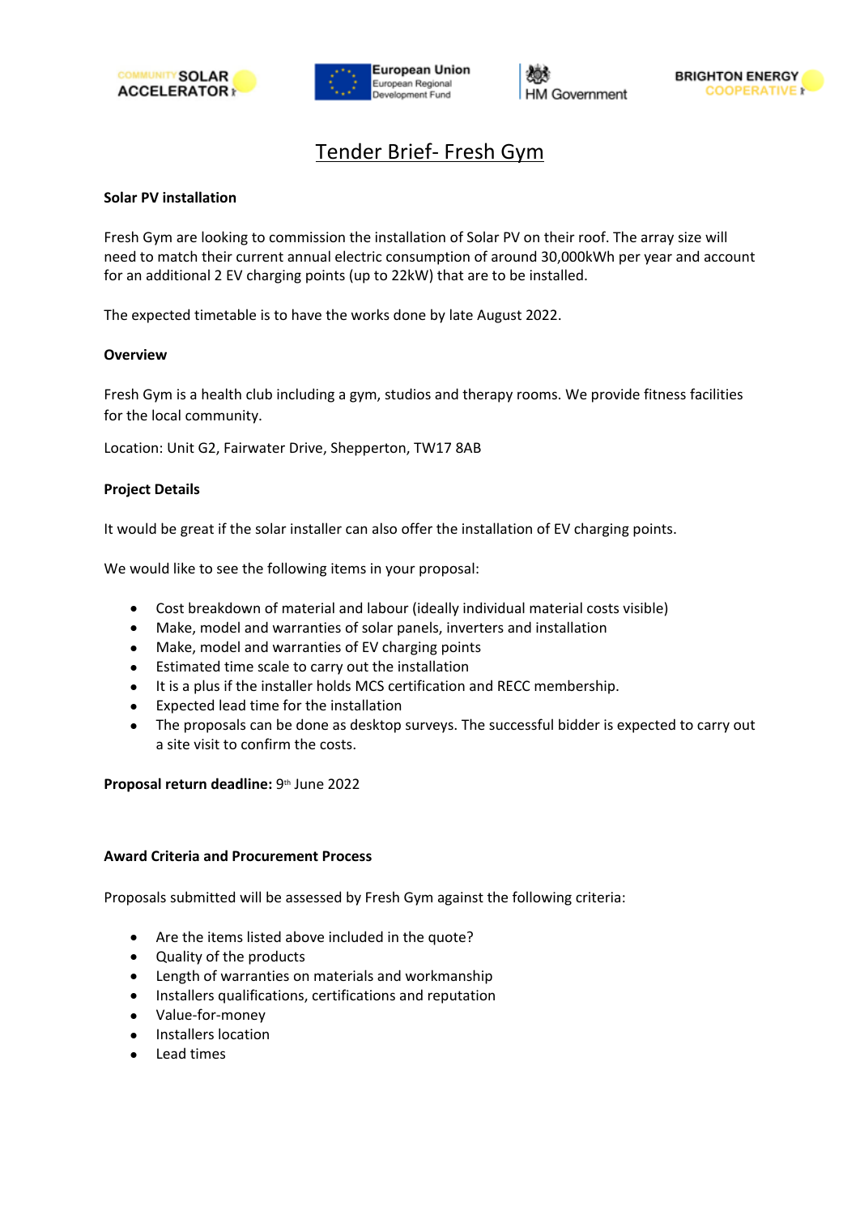# Tender Brief- Fresh Gym

**Solar PV installation**

Fresh Gym are looking to commission the installation of Solar PV on their roof. The array size will need to match their current annual electric consumption of around 30,000kWh per year and account for an additional 2 EV charging points (up to 22kW) that are to be installed.

The expected timetable is to have the works done by late August 2022.

**Overview**

Fresh Gym is a health club including a gym, studios and therapy rooms. We provide fitness facilities for the local community.

Location: Unit G2, Fairwater Drive, Shepperton, TW17 8AB

**Project Details**

It would be great if the solar installer can also offer the installation of EV charging points.

We would like to see the following items in your proposal:

- Cost breakdown of material and labour (ideally individual material costs visible)
- Make, model and warranties of solar panels, inverters and installation
- Make, model and warranties of EV charging points
- Estimated time scale to carry out the installation
- It is a plus if the installer holds MCS certification and RECC membership.
- Expected lead time for the installation
- The proposals can be done as desktop surveys. The successful bidder is expected to carry out a site visit to confirm the costs.

**Proposal return deadline:** 9th June 2022

**Award Criteria and Procurement Process**

Proposals submitted will be assessed by Fresh Gym against the following criteria:

- Are the items listed above included in the quote?
- Quality of the products
- Length of warranties on materials and workmanship
- Installers qualifications, certifications and reputation
- Value-for-money
- Installers location
- Lead times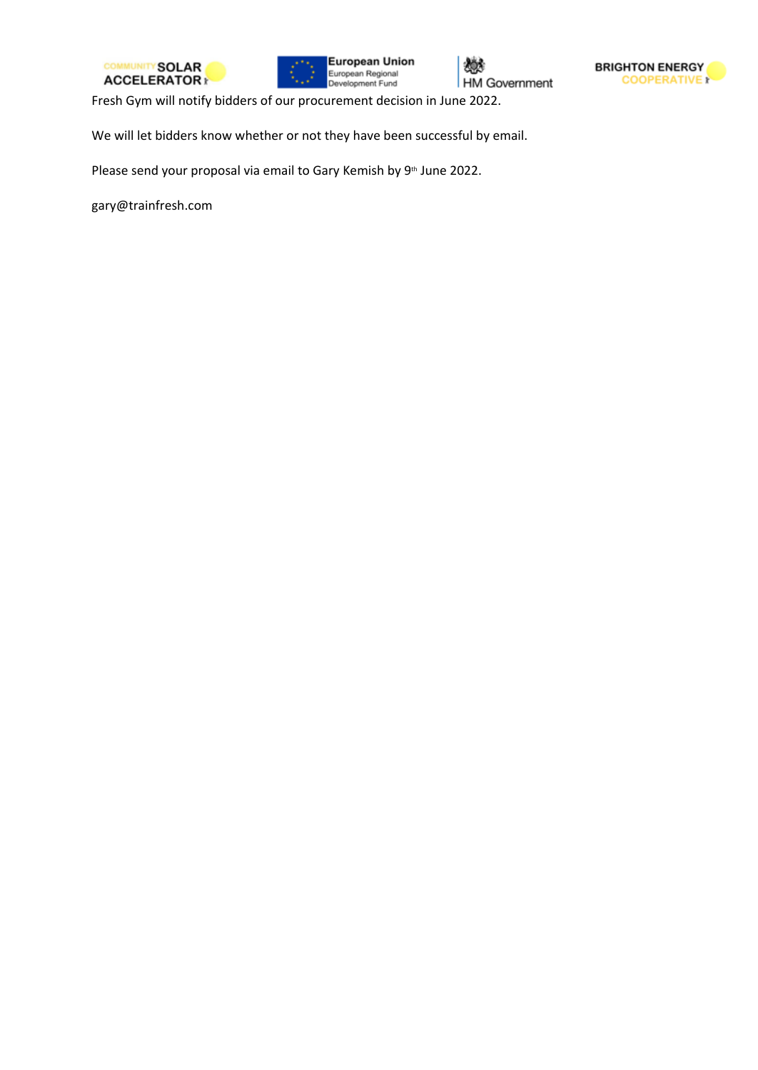Fresh Gym will notify bidders of our procurement decision in June 2022.

We will let bidders know whether or not they have been successful by email.

Please send your proposal via email to Gary Kemish by 9th June 2022.

gary@trainfresh.com